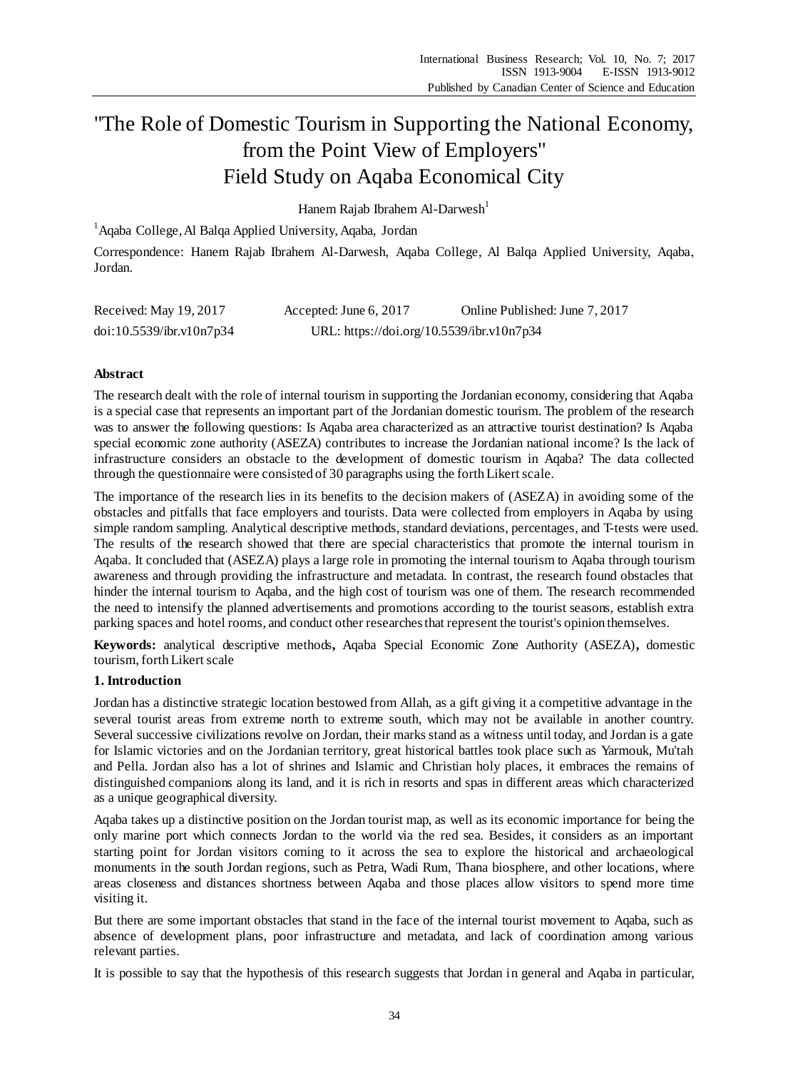# "The Role of Domestic Tourism in Supporting the National Economy, from the Point View of Employers" Field Study on Aqaba Economical City

Hanem Rajab Ibrahem Al-Darwesh[1]

[1] Aqaba College, Al Balqa Applied University, Aqaba, Jordan

Correspondence: Hanem Rajab Ibrahem Al-Darwesh, Aqaba College, Al Balqa Applied University, Aqaba, Jordan.

Received: May 19, 2017 Accepted: June 6, 2017 Online Published: June 7, 2017

doi:10.5539/ibr.v10n7p34 URL: https://doi.org/10.5539/ibr.v10n7p34

## Abstract

The research dealt with the role of internal tourism in supporting the Jordanian economy, considering that Aqaba is a special case that represents an important part of the Jordanian domestic tourism. The problem of the research was to answer the following questions: Is Aqaba area characterized as an attractive tourist destination? Is Aqaba special economic zone authority (ASEZA) contributes to increase the Jordanian national income? Is the lack of infrastructure considers an obstacle to the development of domestic tourism in Aqaba? The data collected through the questionnaire were consisted of 30 paragraphs using the forth Likert scale.

The importance of the research lies in its benefits to the decision makers of (ASEZA) in avoiding some of the obstacles and pitfalls that face employers and tourists. Data were collected from employers in Aqaba by using simple random sampling. Analytical descriptive methods, standard deviations, percentages, and T-tests were used. The results of the research showed that there are special characteristics that promote the internal tourism in Aqaba. It concluded that (ASEZA) plays a large role in promoting the internal tourism to Aqaba through tourism awareness and through providing the infrastructure and metadata. In contrast, the research found obstacles that hinder the internal tourism to Aqaba, and the high cost of tourism was one of them. The research recommended the need to intensify the planned advertisements and promotions according to the tourist seasons, establish extra parking spaces and hotel rooms, and conduct other researches that represent the tourist's opinion themselves.

**Keywords:** analytical descriptive methods**,** Aqaba Special Economic Zone Authority (ASEZA)**,** domestic tourism, forth Likert scale

## 1. Introduction

Jordan has a distinctive strategic location bestowed from Allah, as a gift giving it a competitive advantage in the several tourist areas from extreme north to extreme south, which may not be available in another country. Several successive civilizations revolve on Jordan, their marks stand as a witness until today, and Jordan is a gate for Islamic victories and on the Jordanian territory, great historical battles took place such as Yarmouk, Mu'tah and Pella. Jordan also has a lot of shrines and Islamic and Christian holy places, it embraces the remains of distinguished companions along its land, and it is rich in resorts and spas in different areas which characterized as a unique geographical diversity.

Aqaba takes up a distinctive position on the Jordan tourist map, as well as its economic importance for being the only marine port which connects Jordan to the world via the red sea. Besides, it considers as an important starting point for Jordan visitors coming to it across the sea to explore the historical and archaeological monuments in the south Jordan regions, such as Petra, Wadi Rum, Thana biosphere, and other locations, where areas closeness and distances shortness between Aqaba and those places allow visitors to spend more time visiting it.

But there are some important obstacles that stand in the face of the internal tourist movement to Aqaba, such as absence of development plans, poor infrastructure and metadata, and lack of coordination among various relevant parties.

It is possible to say that the hypothesis of this research suggests that Jordan in general and Aqaba in particular,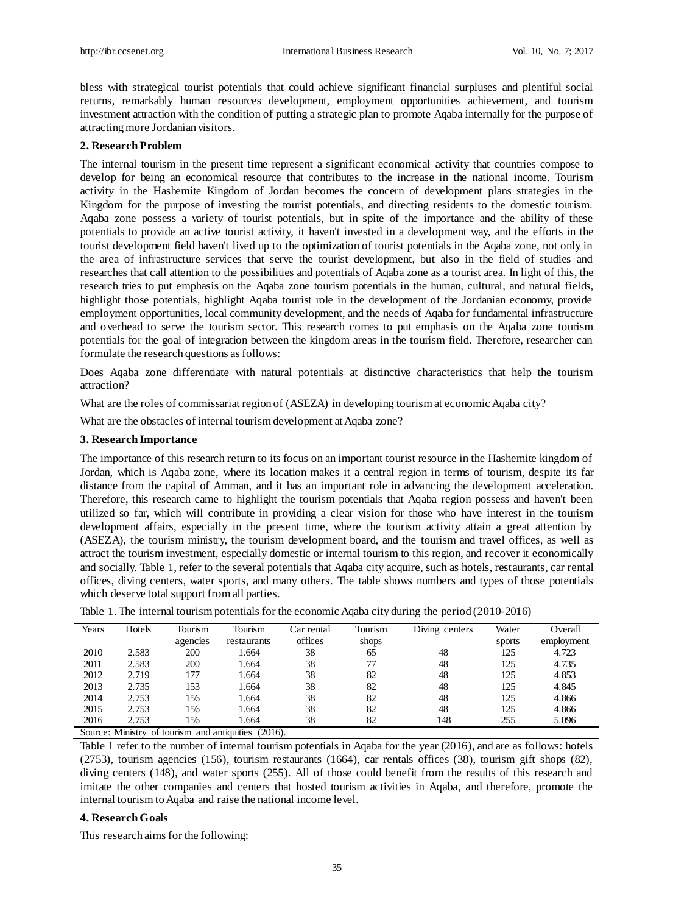bless with strategical tourist potentials that could achieve significant financial surpluses and plentiful social returns, remarkably human resources development, employment opportunities achievement, and tourism investment attraction with the condition of putting a strategic plan to promote Aqaba internally for the purpose of attracting more Jordanian visitors.

## 2. Research Problem

The internal tourism in the present time represent a significant economical activity that countries compose to develop for being an economical resource that contributes to the increase in the national income. Tourism activity in the Hashemite Kingdom of Jordan becomes the concern of development plans strategies in the Kingdom for the purpose of investing the tourist potentials, and directing residents to the domestic tourism. Aqaba zone possess a variety of tourist potentials, but in spite of the importance and the ability of these potentials to provide an active tourist activity, it haven't invested in a development way, and the efforts in the tourist development field haven't lived up to the optimization of tourist potentials in the Aqaba zone, not only in the area of infrastructure services that serve the tourist development, but also in the field of studies and researches that call attention to the possibilities and potentials of Aqaba zone as a tourist area. In light of this, the research tries to put emphasis on the Aqaba zone tourism potentials in the human, cultural, and natural fields, highlight those potentials, highlight Aqaba tourist role in the development of the Jordanian economy, provide employment opportunities, local community development, and the needs of Aqaba for fundamental infrastructure and overhead to serve the tourism sector. This research comes to put emphasis on the Aqaba zone tourism potentials for the goal of integration between the kingdom areas in the tourism field. Therefore, researcher can formulate the research questions as follows:

Does Aqaba zone differentiate with natural potentials at distinctive characteristics that help the tourism attraction?

What are the roles of commissariat region of (ASEZA) in developing tourism at economic Aqaba city?

What are the obstacles of internal tourism development at Aqaba zone?

## 3. Research Importance

The importance of this research return to its focus on an important tourist resource in the Hashemite kingdom of Jordan, which is Aqaba zone, where its location makes it a central region in terms of tourism, despite its far distance from the capital of Amman, and it has an important role in advancing the development acceleration. Therefore, this research came to highlight the tourism potentials that Aqaba region possess and haven't been utilized so far, which will contribute in providing a clear vision for those who have interest in the tourism development affairs, especially in the present time, where the tourism activity attain a great attention by (ASEZA), the tourism ministry, the tourism development board, and the tourism and travel offices, as well as attract the tourism investment, especially domestic or internal tourism to this region, and recover it economically and socially. Table 1, refer to the several potentials that Aqaba city acquire, such as hotels, restaurants, car rental offices, diving centers, water sports, and many others. The table shows numbers and types of those potentials which deserve total support from all parties.

Table 1. The internal tourism potentials for the economic Aqaba city during the period (2010-2016)

| Years | Hotels | Tourism agencies | Tourism restaurants | Car rental offices | Tourism shops | Diving centers | Water sports | Overall employment |
|---|---|---|---|---|---|---|---|---|
| 2010 | 2.583 | 200 | 1.664 | 38 | 65 | 48 | 125 | 4.723 |
| 2011 | 2.583 | 200 | 1.664 | 38 | 77 | 48 | 125 | 4.735 |
| 2012 | 2.719 | 177 | 1.664 | 38 | 82 | 48 | 125 | 4.853 |
| 2013 | 2.735 | 153 | 1.664 | 38 | 82 | 48 | 125 | 4.845 |
| 2014 | 2.753 | 156 | 1.664 | 38 | 82 | 48 | 125 | 4.866 |
| 2015 | 2.753 | 156 | 1.664 | 38 | 82 | 48 | 125 | 4.866 |
| 2016 | 2.753 | 156 | 1.664 | 38 | 82 | 148 | 255 | 5.096 |

Source: Ministry of tourism and antiquities (2016).

Table 1 refer to the number of internal tourism potentials in Aqaba for the year (2016), and are as follows: hotels (2753), tourism agencies (156), tourism restaurants (1664), car rentals offices (38), tourism gift shops (82), diving centers (148), and water sports (255). All of those could benefit from the results of this research and imitate the other companies and centers that hosted tourism activities in Aqaba, and therefore, promote the internal tourism to Aqaba and raise the national income level.

## 4. Research Goals

This research aims for the following: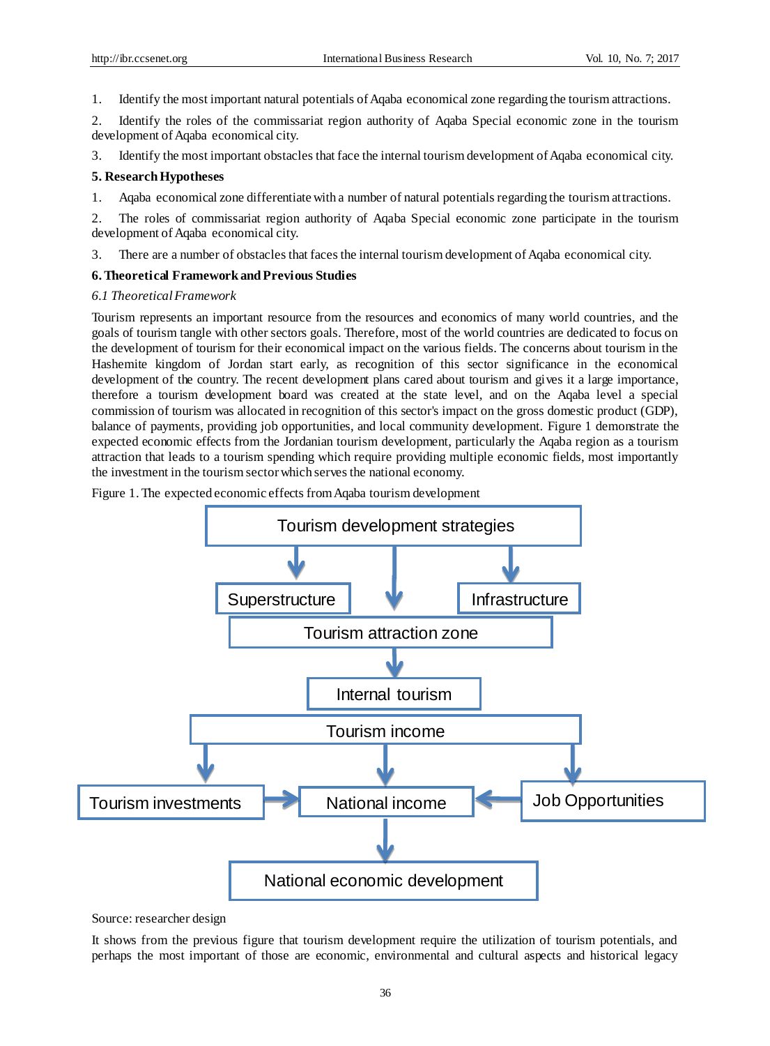1. Identify the most important natural potentials of Aqaba economical zone regarding the tourism attractions.

2. Identify the roles of the commissariat region authority of Aqaba Special economic zone in the tourism development of Aqaba economical city.

3. Identify the most important obstacles that face the internal tourism development of Aqaba economical city.

## 5. Research Hypotheses

1. Aqaba economical zone differentiate with a number of natural potentials regarding the tourism attractions.

2. The roles of commissariat region authority of Aqaba Special economic zone participate in the tourism development of Aqaba economical city.

3. There are a number of obstacles that faces the internal tourism development of Aqaba economical city.

## 6. Theoretical Framework and Previous Studies

### *6.1 Theoretical Framework*

Tourism represents an important resource from the resources and economics of many world countries, and the goals of tourism tangle with other sectors goals. Therefore, most of the world countries are dedicated to focus on the development of tourism for their economical impact on the various fields. The concerns about tourism in the Hashemite kingdom of Jordan start early, as recognition of this sector significance in the economical development of the country. The recent development plans cared about tourism and gives it a large importance, therefore a tourism development board was created at the state level, and on the Aqaba level a special commission of tourism was allocated in recognition of this sector's impact on the gross domestic product (GDP), balance of payments, providing job opportunities, and local community development. Figure 1 demonstrate the expected economic effects from the Jordanian tourism development, particularly the Aqaba region as a tourism attraction that leads to a tourism spending which require providing multiple economic fields, most importantly the investment in the tourism sector which serves the national economy.

Figure 1. The expected economic effects from Aqaba tourism development

Source: researcher design

It shows from the previous figure that tourism development require the utilization of tourism potentials, and perhaps the most important of those are economic, environmental and cultural aspects and historical legacy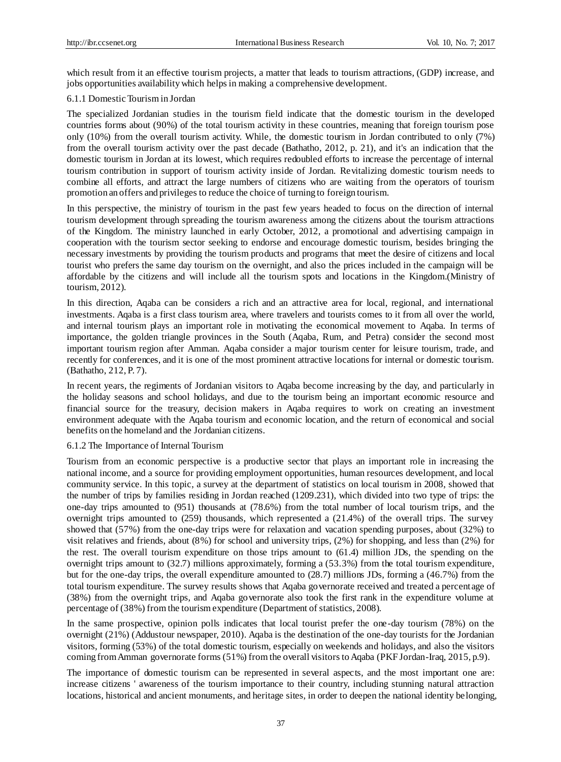which result from it an effective tourism projects, a matter that leads to tourism attractions, (GDP) increase, and jobs opportunities availability which helps in making a comprehensive development.

#### 6.1.1 Domestic Tourism in Jordan

The specialized Jordanian studies in the tourism field indicate that the domestic tourism in the developed countries forms about (90%) of the total tourism activity in these countries, meaning that foreign tourism pose only (10%) from the overall tourism activity. While, the domestic tourism in Jordan contributed to only (7%) from the overall tourism activity over the past decade (Bathatho, 2012, p. 21), and it's an indication that the domestic tourism in Jordan at its lowest, which requires redoubled efforts to increase the percentage of internal tourism contribution in support of tourism activity inside of Jordan. Revitalizing domestic tourism needs to combine all efforts, and attract the large numbers of citizens who are waiting from the operators of tourism promotion an offers and privileges to reduce the choice of turning to foreign tourism.

In this perspective, the ministry of tourism in the past few years headed to focus on the direction of internal tourism development through spreading the tourism awareness among the citizens about the tourism attractions of the Kingdom. The ministry launched in early October, 2012, a promotional and advertising campaign in cooperation with the tourism sector seeking to endorse and encourage domestic tourism, besides bringing the necessary investments by providing the tourism products and programs that meet the desire of citizens and local tourist who prefers the same day tourism on the overnight, and also the prices included in the campaign will be affordable by the citizens and will include all the tourism spots and locations in the Kingdom.(Ministry of tourism, 2012).

In this direction, Aqaba can be considers a rich and an attractive area for local, regional, and international investments. Aqaba is a first class tourism area, where travelers and tourists comes to it from all over the world, and internal tourism plays an important role in motivating the economical movement to Aqaba. In terms of importance, the golden triangle provinces in the South (Aqaba, Rum, and Petra) consider the second most important tourism region after Amman. Aqaba consider a major tourism center for leisure tourism, trade, and recently for conferences, and it is one of the most prominent attractive locations for internal or domestic tourism. (Bathatho, 212, P. 7).

In recent years, the regiments of Jordanian visitors to Aqaba become increasing by the day, and particularly in the holiday seasons and school holidays, and due to the tourism being an important economic resource and financial source for the treasury, decision makers in Aqaba requires to work on creating an investment environment adequate with the Aqaba tourism and economic location, and the return of economical and social benefits on the homeland and the Jordanian citizens.

#### 6.1.2 The Importance of Internal Tourism

Tourism from an economic perspective is a productive sector that plays an important role in increasing the national income, and a source for providing employment opportunities, human resources development, and local community service. In this topic, a survey at the department of statistics on local tourism in 2008, showed that the number of trips by families residing in Jordan reached (1209.231), which divided into two type of trips: the one-day trips amounted to (951) thousands at (78.6%) from the total number of local tourism trips, and the overnight trips amounted to (259) thousands, which represented a (21.4%) of the overall trips. The survey showed that (57%) from the one-day trips were for relaxation and vacation spending purposes, about (32%) to visit relatives and friends, about (8%) for school and university trips, (2%) for shopping, and less than (2%) for the rest. The overall tourism expenditure on those trips amount to (61.4) million JDs, the spending on the overnight trips amount to (32.7) millions approximately, forming a (53.3%) from the total tourism expenditure, but for the one-day trips, the overall expenditure amounted to (28.7) millions JDs, forming a (46.7%) from the total tourism expenditure. The survey results shows that Aqaba governorate received and treated a percentage of (38%) from the overnight trips, and Aqaba governorate also took the first rank in the expenditure volume at percentage of (38%) from the tourism expenditure (Department of statistics, 2008).

In the same prospective, opinion polls indicates that local tourist prefer the one-day tourism (78%) on the overnight (21%) (Addustour newspaper, 2010). Aqaba is the destination of the one-day tourists for the Jordanian visitors, forming (53%) of the total domestic tourism, especially on weekends and holidays, and also the visitors coming from Amman governorate forms (51%) from the overall visitors to Aqaba (PKF Jordan-Iraq, 2015, p.9).

The importance of domestic tourism can be represented in several aspects, and the most important one are: increase citizens ' awareness of the tourism importance to their country, including stunning natural attraction locations, historical and ancient monuments, and heritage sites, in order to deepen the national identity belonging,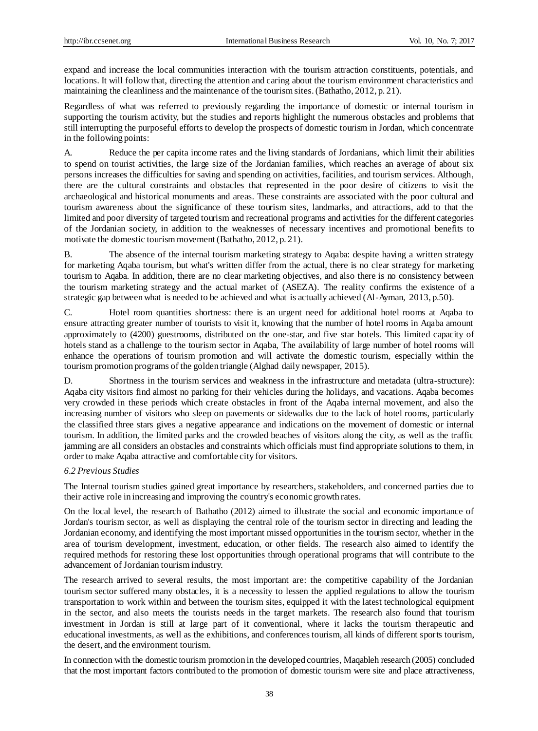expand and increase the local communities interaction with the tourism attraction constituents, potentials, and locations. It will follow that, directing the attention and caring about the tourism environment characteristics and maintaining the cleanliness and the maintenance of the tourism sites. (Bathatho, 2012, p. 21).

Regardless of what was referred to previously regarding the importance of domestic or internal tourism in supporting the tourism activity, but the studies and reports highlight the numerous obstacles and problems that still interrupting the purposeful efforts to develop the prospects of domestic tourism in Jordan, which concentrate in the following points:

A. Reduce the per capita income rates and the living standards of Jordanians, which limit their abilities to spend on tourist activities, the large size of the Jordanian families, which reaches an average of about six persons increases the difficulties for saving and spending on activities, facilities, and tourism services. Although, there are the cultural constraints and obstacles that represented in the poor desire of citizens to visit the archaeological and historical monuments and areas. These constraints are associated with the poor cultural and tourism awareness about the significance of these tourism sites, landmarks, and attractions, add to that the limited and poor diversity of targeted tourism and recreational programs and activities for the different categories of the Jordanian society, in addition to the weaknesses of necessary incentives and promotional benefits to motivate the domestic tourism movement (Bathatho, 2012, p. 21).

B. The absence of the internal tourism marketing strategy to Aqaba: despite having a written strategy for marketing Aqaba tourism, but what's written differ from the actual, there is no clear strategy for marketing tourism to Aqaba. In addition, there are no clear marketing objectives, and also there is no consistency between the tourism marketing strategy and the actual market of (ASEZA). The reality confirms the existence of a strategic gap between what is needed to be achieved and what is actually achieved (Al-Ayman, 2013, p.50).

C. Hotel room quantities shortness: there is an urgent need for additional hotel rooms at Aqaba to ensure attracting greater number of tourists to visit it, knowing that the number of hotel rooms in Aqaba amount approximately to (4200) guestrooms, distributed on the one-star, and five star hotels. This limited capacity of hotels stand as a challenge to the tourism sector in Aqaba, The availability of large number of hotel rooms will enhance the operations of tourism promotion and will activate the domestic tourism, especially within the tourism promotion programs of the golden triangle (Alghad daily newspaper, 2015).

D. Shortness in the tourism services and weakness in the infrastructure and metadata (ultra-structure): Aqaba city visitors find almost no parking for their vehicles during the holidays, and vacations. Aqaba becomes very crowded in these periods which create obstacles in front of the Aqaba internal movement, and also the increasing number of visitors who sleep on pavements or sidewalks due to the lack of hotel rooms, particularly the classified three stars gives a negative appearance and indications on the movement of domestic or internal tourism. In addition, the limited parks and the crowded beaches of visitors along the city, as well as the traffic jamming are all considers an obstacles and constraints which officials must find appropriate solutions to them, in order to make Aqaba attractive and comfortable city for visitors.

### *6.2 Previous Studies*

The Internal tourism studies gained great importance by researchers, stakeholders, and concerned parties due to their active role in increasing and improving the country's economic growth rates.

On the local level, the research of Bathatho (2012) aimed to illustrate the social and economic importance of Jordan's tourism sector, as well as displaying the central role of the tourism sector in directing and leading the Jordanian economy, and identifying the most important missed opportunities in the tourism sector, whether in the area of tourism development, investment, education, or other fields. The research also aimed to identify the required methods for restoring these lost opportunities through operational programs that will contribute to the advancement of Jordanian tourism industry.

The research arrived to several results, the most important are: the competitive capability of the Jordanian tourism sector suffered many obstacles, it is a necessity to lessen the applied regulations to allow the tourism transportation to work within and between the tourism sites, equipped it with the latest technological equipment in the sector, and also meets the tourists needs in the target markets. The research also found that tourism investment in Jordan is still at large part of it conventional, where it lacks the tourism therapeutic and educational investments, as well as the exhibitions, and conferences tourism, all kinds of different sports tourism, the desert, and the environment tourism.

In connection with the domestic tourism promotion in the developed countries, Maqableh research (2005) concluded that the most important factors contributed to the promotion of domestic tourism were site and place attractiveness,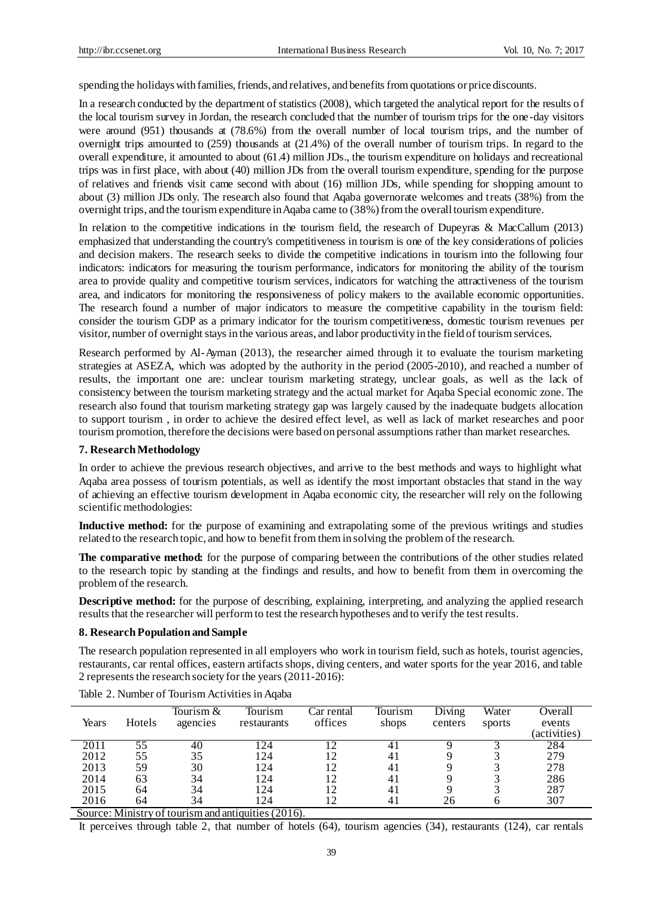spending the holidays with families, friends, and relatives, and benefits from quotations or price discounts.

In a research conducted by the department of statistics (2008), which targeted the analytical report for the results of the local tourism survey in Jordan, the research concluded that the number of tourism trips for the one-day visitors were around (951) thousands at (78.6%) from the overall number of local tourism trips, and the number of overnight trips amounted to (259) thousands at (21.4%) of the overall number of tourism trips. In regard to the overall expenditure, it amounted to about (61.4) million JDs., the tourism expenditure on holidays and recreational trips was in first place, with about (40) million JDs from the overall tourism expenditure, spending for the purpose of relatives and friends visit came second with about (16) million JDs, while spending for shopping amount to about (3) million JDs only. The research also found that Aqaba governorate welcomes and treats (38%) from the overnight trips, and the tourism expenditure in Aqaba came to (38%) from the overall tourism expenditure.

In relation to the competitive indications in the tourism field, the research of Dupeyras & MacCallum (2013) emphasized that understanding the country's competitiveness in tourism is one of the key considerations of policies and decision makers. The research seeks to divide the competitive indications in tourism into the following four indicators: indicators for measuring the tourism performance, indicators for monitoring the ability of the tourism area to provide quality and competitive tourism services, indicators for watching the attractiveness of the tourism area, and indicators for monitoring the responsiveness of policy makers to the available economic opportunities. The research found a number of major indicators to measure the competitive capability in the tourism field: consider the tourism GDP as a primary indicator for the tourism competitiveness, domestic tourism revenues per visitor, number of overnight stays in the various areas, and labor productivity in the field of tourism services.

Research performed by Al-Ayman (2013), the researcher aimed through it to evaluate the tourism marketing strategies at ASEZA, which was adopted by the authority in the period (2005-2010), and reached a number of results, the important one are: unclear tourism marketing strategy, unclear goals, as well as the lack of consistency between the tourism marketing strategy and the actual market for Aqaba Special economic zone. The research also found that tourism marketing strategy gap was largely caused by the inadequate budgets allocation to support tourism , in order to achieve the desired effect level, as well as lack of market researches and poor tourism promotion, therefore the decisions were based on personal assumptions rather than market researches.

## 7. Research Methodology

In order to achieve the previous research objectives, and arrive to the best methods and ways to highlight what Aqaba area possess of tourism potentials, as well as identify the most important obstacles that stand in the way of achieving an effective tourism development in Aqaba economic city, the researcher will rely on the following scientific methodologies:

**Inductive method:** for the purpose of examining and extrapolating some of the previous writings and studies related to the research topic, and how to benefit from them in solving the problem of the research.

**The comparative method:** for the purpose of comparing between the contributions of the other studies related to the research topic by standing at the findings and results, and how to benefit from them in overcoming the problem of the research.

**Descriptive method:** for the purpose of describing, explaining, interpreting, and analyzing the applied research results that the researcher will perform to test the research hypotheses and to verify the test results.

## 8. Research Population and Sample

The research population represented in all employers who work in tourism field, such as hotels, tourist agencies, restaurants, car rental offices, eastern artifacts shops, diving centers, and water sports for the year 2016, and table 2 represents the research society for the years (2011-2016):

Table 2. Number of Tourism Activities in Aqaba

| Years | Hotels | Tourism & agencies | Tourism restaurants | Car rental offices | Tourism shops | Diving centers | Water sports | Overall events (activities) |
|---|---|---|---|---|---|---|---|---|
| 2011 | 55 | 40 | 124 | 12 | 41 | 9 | 3 | 284 |
| 2012 | 55 | 35 | 124 | 12 | 41 | 9 | 3 | 279 |
| 2013 | 59 | 30 | 124 | 12 | 41 | 9 | 3 | 278 |
| 2014 | 63 | 34 | 124 | 12 | 41 | 9 | 3 | 286 |
| 2015 | 64 | 34 | 124 | 12 | 41 | 9 | 3 | 287 |
| 2016 | 64 | 34 | 124 | 12 | 41 | 26 | 6 | 307 |

Source: Ministry of tourism and antiquities (2016).

It perceives through table 2, that number of hotels (64), tourism agencies (34), restaurants (124), car rentals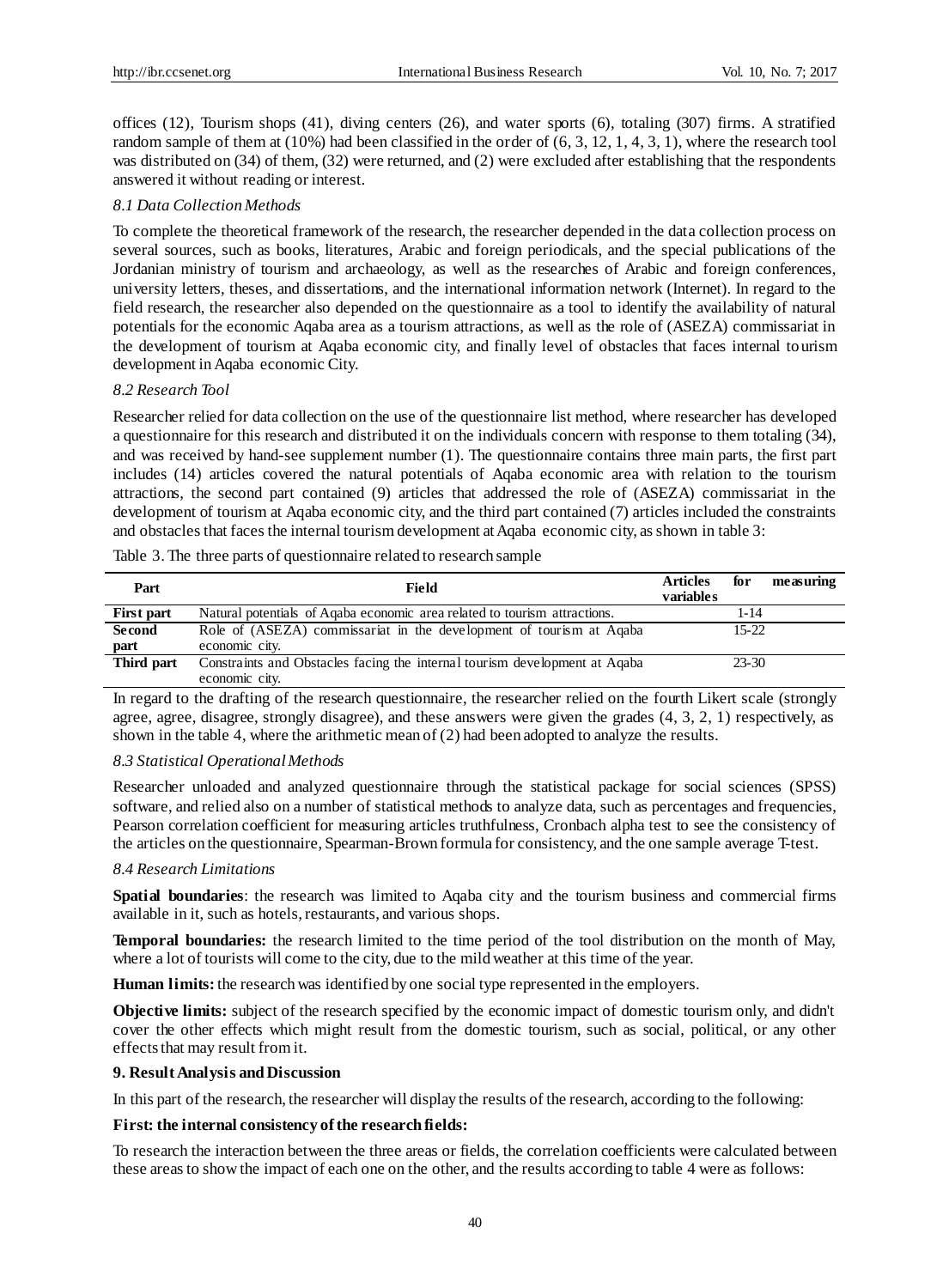offices (12), Tourism shops (41), diving centers (26), and water sports (6), totaling (307) firms. A stratified random sample of them at (10%) had been classified in the order of (6, 3, 12, 1, 4, 3, 1), where the research tool was distributed on (34) of them, (32) were returned, and (2) were excluded after establishing that the respondents answered it without reading or interest.

### 8.1 Data Collection Methods

To complete the theoretical framework of the research, the researcher depended in the data collection process on several sources, such as books, literatures, Arabic and foreign periodicals, and the special publications of the Jordanian ministry of tourism and archaeology, as well as the researches of Arabic and foreign conferences, university letters, theses, and dissertations, and the international information network (Internet). In regard to the field research, the researcher also depended on the questionnaire as a tool to identify the availability of natural potentials for the economic Aqaba area as a tourism attractions, as well as the role of (ASEZA) commissariat in the development of tourism at Aqaba economic city, and finally level of obstacles that faces internal tourism development in Aqaba economic City.

### 8.2 Research Tool

Researcher relied for data collection on the use of the questionnaire list method, where researcher has developed a questionnaire for this research and distributed it on the individuals concern with response to them totaling (34), and was received by hand-see supplement number (1). The questionnaire contains three main parts, the first part includes (14) articles covered the natural potentials of Aqaba economic area with relation to the tourism attractions, the second part contained (9) articles that addressed the role of (ASEZA) commissariat in the development of tourism at Aqaba economic city, and the third part contained (7) articles included the constraints and obstacles that faces the internal tourism development at Aqaba economic city, as shown in table 3:

Table 3. The three parts of questionnaire related to research sample

| Part | Field | Articles for measuring variables |
|---|---|---|
| **First part** | Natural potentials of Aqaba economic area related to tourism attractions. | 1-14 |
| **Second part** | Role of (ASEZA) commissariat in the development of tourism at Aqaba economic city. | 15-22 |
| **Third part** | Constraints and Obstacles facing the internal tourism development at Aqaba economic city. | 23-30 |

In regard to the drafting of the research questionnaire, the researcher relied on the fourth Likert scale (strongly agree, agree, disagree, strongly disagree), and these answers were given the grades (4, 3, 2, 1) respectively, as shown in the table 4, where the arithmetic mean of (2) had been adopted to analyze the results.

### 8.3 Statistical Operational Methods

Researcher unloaded and analyzed questionnaire through the statistical package for social sciences (SPSS) software, and relied also on a number of statistical methods to analyze data, such as percentages and frequencies, Pearson correlation coefficient for measuring articles truthfulness, Cronbach alpha test to see the consistency of the articles on the questionnaire, Spearman-Brown formula for consistency, and the one sample average T-test.

### 8.4 Research Limitations

**Spatial boundaries**: the research was limited to Aqaba city and the tourism business and commercial firms available in it, such as hotels, restaurants, and various shops.

**Temporal boundaries:** the research limited to the time period of the tool distribution on the month of May, where a lot of tourists will come to the city, due to the mild weather at this time of the year.

**Human limits:** the research was identified by one social type represented in the employers.

**Objective limits:** subject of the research specified by the economic impact of domestic tourism only, and didn't cover the other effects which might result from the domestic tourism, such as social, political, or any other effects that may result from it.

## 9. Result Analysis and Discussion

In this part of the research, the researcher will display the results of the research, according to the following:

**First: the internal consistency of the research fields:**

To research the interaction between the three areas or fields, the correlation coefficients were calculated between these areas to show the impact of each one on the other, and the results according to table 4 were as follows: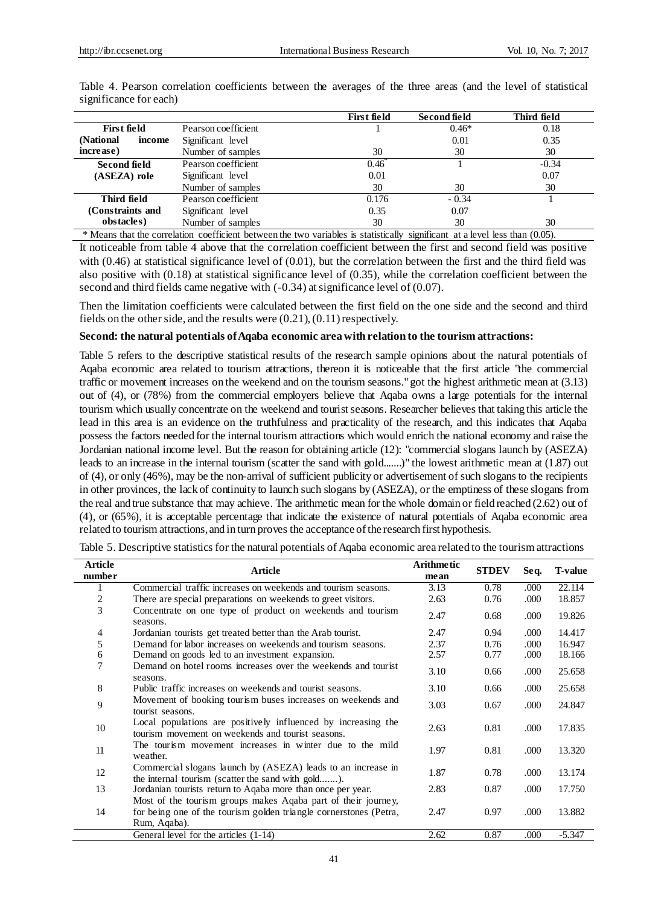Table 4. Pearson correlation coefficients between the averages of the three areas (and the level of statistical significance for each)

| | | First field | Second field | Third field |
|---|---|---|---|---|
| **First field (National income increase)** | Pearson coefficient | 1 | 0.46* | 0.18 |
| | Significant level | | 0.01 | 0.35 |
| | Number of samples | 30 | 30 | 30 |
| **Second field (ASEZA) role** | Pearson coefficient | 0.46* | 1 | -0.34 |
| | Significant level | 0.01 | | 0.07 |
| | Number of samples | 30 | 30 | 30 |
| **Third field (Constraints and obstacles)** | Pearson coefficient | 0.176 | - 0.34 | 1 |
| | Significant level | 0.35 | 0.07 | |
| | Number of samples | 30 | 30 | 30 |

\* Means that the correlation coefficient between the two variables is statistically significant at a level less than (0.05).

It noticeable from table 4 above that the correlation coefficient between the first and second field was positive with (0.46) at statistical significance level of (0.01), but the correlation between the first and the third field was also positive with (0.18) at statistical significance level of (0.35), while the correlation coefficient between the second and third fields came negative with (-0.34) at significance level of (0.07).

Then the limitation coefficients were calculated between the first field on the one side and the second and third fields on the other side, and the results were (0.21), (0.11) respectively.

**Second: the natural potentials of Aqaba economic area with relation to the tourism attractions:**

Table 5 refers to the descriptive statistical results of the research sample opinions about the natural potentials of Aqaba economic area related to tourism attractions, thereon it is noticeable that the first article "the commercial traffic or movement increases on the weekend and on the tourism seasons." got the highest arithmetic mean at (3.13) out of (4), or (78%) from the commercial employers believe that Aqaba owns a large potentials for the internal tourism which usually concentrate on the weekend and tourist seasons. Researcher believes that taking this article the lead in this area is an evidence on the truthfulness and practicality of the research, and this indicates that Aqaba possess the factors needed for the internal tourism attractions which would enrich the national economy and raise the Jordanian national income level. But the reason for obtaining article (12): "commercial slogans launch by (ASEZA) leads to an increase in the internal tourism (scatter the sand with gold.......)" the lowest arithmetic mean at (1.87) out of (4), or only (46%), may be the non-arrival of sufficient publicity or advertisement of such slogans to the recipients in other provinces, the lack of continuity to launch such slogans by (ASEZA), or the emptiness of these slogans from the real and true substance that may achieve. The arithmetic mean for the whole domain or field reached (2.62) out of (4), or (65%), it is acceptable percentage that indicate the existence of natural potentials of Aqaba economic area related to tourism attractions, and in turn proves the acceptance of the research first hypothesis.

Table 5. Descriptive statistics for the natural potentials of Aqaba economic area related to the tourism attractions

| Article number | Article | Arithmetic mean | STDEV | Seq. | T-value |
|---|---|---|---|---|---|
| 1 | Commercial traffic increases on weekends and tourism seasons. | 3.13 | 0.78 | .000 | 22.114 |
| 2 | There are special preparations on weekends to greet visitors. | 2.63 | 0.76 | .000 | 18.857 |
| 3 | Concentrate on one type of product on weekends and tourism seasons. | 2.47 | 0.68 | .000 | 19.826 |
| 4 | Jordanian tourists get treated better than the Arab tourist. | 2.47 | 0.94 | .000 | 14.417 |
| 5 | Demand for labor increases on weekends and tourism seasons. | 2.37 | 0.76 | .000 | 16.947 |
| 6 | Demand on goods led to an investment expansion. | 2.57 | 0.77 | .000 | 18.166 |
| 7 | Demand on hotel rooms increases over the weekends and tourist seasons. | 3.10 | 0.66 | .000 | 25.658 |
| 8 | Public traffic increases on weekends and tourist seasons. | 3.10 | 0.66 | .000 | 25.658 |
| 9 | Movement of booking tourism buses increases on weekends and tourist seasons. | 3.03 | 0.67 | .000 | 24.847 |
| 10 | Local populations are positively influenced by increasing the tourism movement on weekends and tourist seasons. | 2.63 | 0.81 | .000 | 17.835 |
| 11 | The tourism movement increases in winter due to the mild weather. | 1.97 | 0.81 | .000 | 13.320 |
| 12 | Commercial slogans launch by (ASEZA) leads to an increase in the internal tourism (scatter the sand with gold.......). | 1.87 | 0.78 | .000 | 13.174 |
| 13 | Jordanian tourists return to Aqaba more than once per year. | 2.83 | 0.87 | .000 | 17.750 |
| 14 | Most of the tourism groups makes Aqaba part of their journey, for being one of the tourism golden triangle cornerstones (Petra, Rum, Aqaba). | 2.47 | 0.97 | .000 | 13.882 |
| | General level for the articles (1-14) | 2.62 | 0.87 | .000 | -5.347 |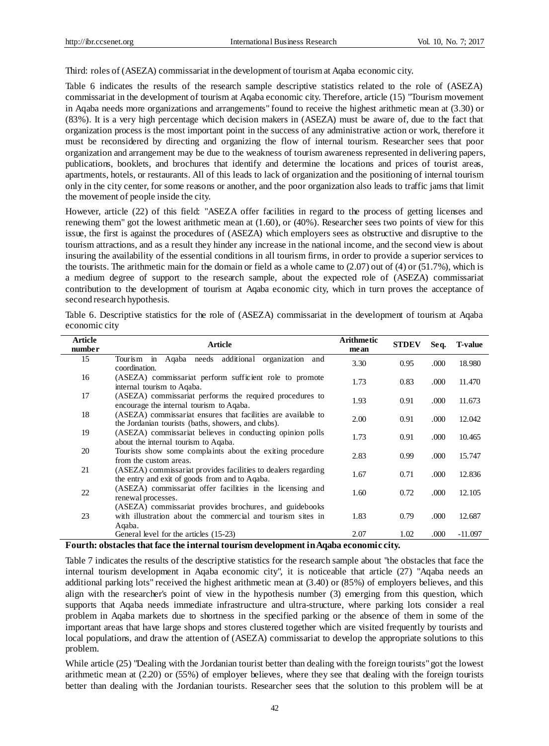Third: roles of (ASEZA) commissariat in the development of tourism at Aqaba economic city.

Table 6 indicates the results of the research sample descriptive statistics related to the role of (ASEZA) commissariat in the development of tourism at Aqaba economic city. Therefore, article (15) "Tourism movement in Aqaba needs more organizations and arrangements" found to receive the highest arithmetic mean at (3.30) or (83%). It is a very high percentage which decision makers in (ASEZA) must be aware of, due to the fact that organization process is the most important point in the success of any administrative action or work, therefore it must be reconsidered by directing and organizing the flow of internal tourism. Researcher sees that poor organization and arrangement may be due to the weakness of tourism awareness represented in delivering papers, publications, booklets, and brochures that identify and determine the locations and prices of tourist areas, apartments, hotels, or restaurants. All of this leads to lack of organization and the positioning of internal tourism only in the city center, for some reasons or another, and the poor organization also leads to traffic jams that limit the movement of people inside the city.

However, article (22) of this field: "ASEZA offer facilities in regard to the process of getting licenses and renewing them" got the lowest arithmetic mean at (1.60), or (40%). Researcher sees two points of view for this issue, the first is against the procedures of (ASEZA) which employers sees as obstructive and disruptive to the tourism attractions, and as a result they hinder any increase in the national income, and the second view is about insuring the availability of the essential conditions in all tourism firms, in order to provide a superior services to the tourists. The arithmetic main for the domain or field as a whole came to (2.07) out of (4) or (51.7%), which is a medium degree of support to the research sample, about the expected role of (ASEZA) commissariat contribution to the development of tourism at Aqaba economic city, which in turn proves the acceptance of second research hypothesis.

Table 6. Descriptive statistics for the role of (ASEZA) commissariat in the development of tourism at Aqaba economic city

| Article number | Article | Arithmetic mean | STDEV | Seq. | T-value |
|---|---|---|---|---|---|
| 15 | Tourism in Aqaba needs additional organization and coordination. | 3.30 | 0.95 | .000 | 18.980 |
| 16 | (ASEZA) commissariat perform sufficient role to promote internal tourism to Aqaba. | 1.73 | 0.83 | .000 | 11.470 |
| 17 | (ASEZA) commissariat performs the required procedures to encourage the internal tourism to Aqaba. | 1.93 | 0.91 | .000 | 11.673 |
| 18 | (ASEZA) commissariat ensures that facilities are available to the Jordanian tourists (baths, showers, and clubs). | 2.00 | 0.91 | .000 | 12.042 |
| 19 | (ASEZA) commissariat believes in conducting opinion polls about the internal tourism to Aqaba. | 1.73 | 0.91 | .000 | 10.465 |
| 20 | Tourists show some complaints about the exiting procedure from the custom areas. | 2.83 | 0.99 | .000 | 15.747 |
| 21 | (ASEZA) commissariat provides facilities to dealers regarding the entry and exit of goods from and to Aqaba. | 1.67 | 0.71 | .000 | 12.836 |
| 22 | (ASEZA) commissariat offer facilities in the licensing and renewal processes. | 1.60 | 0.72 | .000 | 12.105 |
| 23 | (ASEZA) commissariat provides brochures, and guidebooks with illustration about the commercial and tourism sites in Aqaba. | 1.83 | 0.79 | .000 | 12.687 |
| | General level for the articles (15-23) | 2.07 | 1.02 | .000 | -11.097 |

**Fourth: obstacles that face the internal tourism development in Aqaba economic city.**

Table 7 indicates the results of the descriptive statistics for the research sample about "the obstacles that face the internal tourism development in Aqaba economic city", it is noticeable that article (27) "Aqaba needs an additional parking lots" received the highest arithmetic mean at (3.40) or (85%) of employers believes, and this align with the researcher's point of view in the hypothesis number (3) emerging from this question, which supports that Aqaba needs immediate infrastructure and ultra-structure, where parking lots consider a real problem in Aqaba markets due to shortness in the specified parking or the absence of them in some of the important areas that have large shops and stores clustered together which are visited frequently by tourists and local populations, and draw the attention of (ASEZA) commissariat to develop the appropriate solutions to this problem.

While article (25) "Dealing with the Jordanian tourist better than dealing with the foreign tourists" got the lowest arithmetic mean at (2.20) or (55%) of employer believes, where they see that dealing with the foreign tourists better than dealing with the Jordanian tourists. Researcher sees that the solution to this problem will be at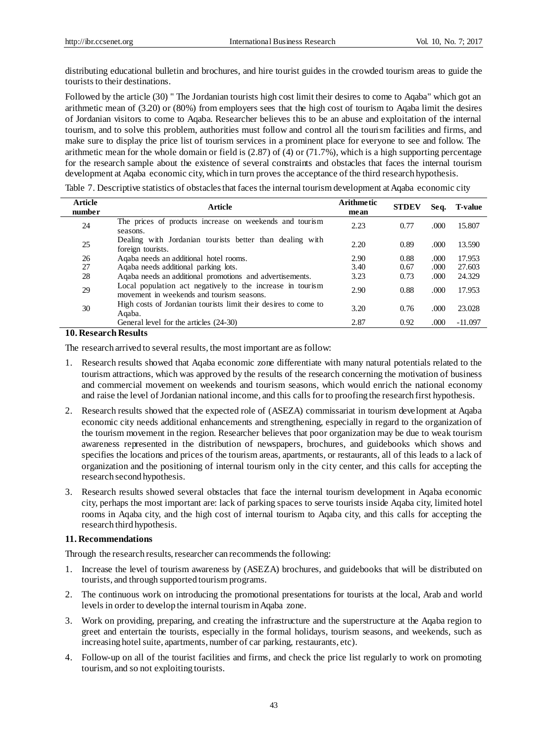distributing educational bulletin and brochures, and hire tourist guides in the crowded tourism areas to guide the tourists to their destinations.

Followed by the article (30) " The Jordanian tourists high cost limit their desires to come to Aqaba" which got an arithmetic mean of (3.20) or (80%) from employers sees that the high cost of tourism to Aqaba limit the desires of Jordanian visitors to come to Aqaba. Researcher believes this to be an abuse and exploitation of the internal tourism, and to solve this problem, authorities must follow and control all the tourism facilities and firms, and make sure to display the price list of tourism services in a prominent place for everyone to see and follow. The arithmetic mean for the whole domain or field is (2.87) of (4) or (71.7%), which is a high supporting percentage for the research sample about the existence of several constraints and obstacles that faces the internal tourism development at Aqaba economic city, which in turn proves the acceptance of the third research hypothesis.

Table 7. Descriptive statistics of obstacles that faces the internal tourism development at Aqaba economic city

| Article number | Article | Arithmetic mean | STDEV | Seq. | T-value |
|---|---|---|---|---|---|
| 24 | The prices of products increase on weekends and tourism seasons. | 2.23 | 0.77 | .000 | 15.807 |
| 25 | Dealing with Jordanian tourists better than dealing with foreign tourists. | 2.20 | 0.89 | .000 | 13.590 |
| 26 | Aqaba needs an additional hotel rooms. | 2.90 | 0.88 | .000 | 17.953 |
| 27 | Aqaba needs additional parking lots. | 3.40 | 0.67 | .000 | 27.603 |
| 28 | Aqaba needs an additional promotions and advertisements. | 3.23 | 0.73 | .000 | 24.329 |
| 29 | Local population act negatively to the increase in tourism movement in weekends and tourism seasons. | 2.90 | 0.88 | .000 | 17.953 |
| 30 | High costs of Jordanian tourists limit their desires to come to Aqaba. | 3.20 | 0.76 | .000 | 23.028 |
| | General level for the articles (24-30) | 2.87 | 0.92 | .000 | -11.097 |

## 10. Research Results

The research arrived to several results, the most important are as follow:

1. Research results showed that Aqaba economic zone differentiate with many natural potentials related to the tourism attractions, which was approved by the results of the research concerning the motivation of business and commercial movement on weekends and tourism seasons, which would enrich the national economy and raise the level of Jordanian national income, and this calls for to proofing the research first hypothesis.
2. Research results showed that the expected role of (ASEZA) commissariat in tourism development at Aqaba economic city needs additional enhancements and strengthening, especially in regard to the organization of the tourism movement in the region. Researcher believes that poor organization may be due to weak tourism awareness represented in the distribution of newspapers, brochures, and guidebooks which shows and specifies the locations and prices of the tourism areas, apartments, or restaurants, all of this leads to a lack of organization and the positioning of internal tourism only in the city center, and this calls for accepting the research second hypothesis.
3. Research results showed several obstacles that face the internal tourism development in Aqaba economic city, perhaps the most important are: lack of parking spaces to serve tourists inside Aqaba city, limited hotel rooms in Aqaba city, and the high cost of internal tourism to Aqaba city, and this calls for accepting the research third hypothesis.

## 11. Recommendations

Through the research results, researcher can recommends the following:

1. Increase the level of tourism awareness by (ASEZA) brochures, and guidebooks that will be distributed on tourists, and through supported tourism programs.
2. The continuous work on introducing the promotional presentations for tourists at the local, Arab and world levels in order to develop the internal tourism in Aqaba zone.
3. Work on providing, preparing, and creating the infrastructure and the superstructure at the Aqaba region to greet and entertain the tourists, especially in the formal holidays, tourism seasons, and weekends, such as increasing hotel suite, apartments, number of car parking, restaurants, etc).
4. Follow-up on all of the tourist facilities and firms, and check the price list regularly to work on promoting tourism, and so not exploiting tourists.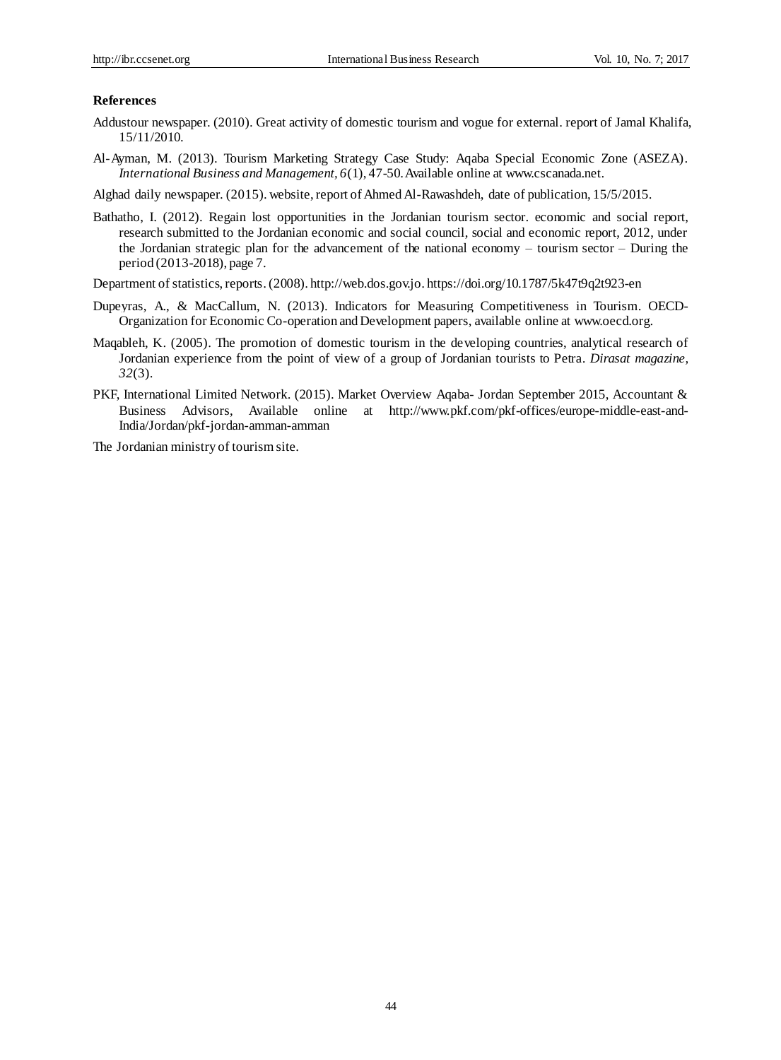## References

Addustour newspaper. (2010). Great activity of domestic tourism and vogue for external. report of Jamal Khalifa, 15/11/2010.

Al-Ayman, M. (2013). Tourism Marketing Strategy Case Study: Aqaba Special Economic Zone (ASEZA). *International Business and Management, 6*(1), 47-50. Available online at www.cscanada.net.

Alghad daily newspaper. (2015). website, report of Ahmed Al-Rawashdeh, date of publication, 15/5/2015.

Bathatho, I. (2012). Regain lost opportunities in the Jordanian tourism sector. economic and social report, research submitted to the Jordanian economic and social council, social and economic report, 2012, under the Jordanian strategic plan for the advancement of the national economy – tourism sector – During the period (2013-2018), page 7.

Department of statistics, reports. (2008). http://web.dos.gov.jo. https://doi.org/10.1787/5k47t9q2t923-en

Dupeyras, A., & MacCallum, N. (2013). Indicators for Measuring Competitiveness in Tourism. OECD-Organization for Economic Co-operation and Development papers, available online at www.oecd.org.

Maqableh, K. (2005). The promotion of domestic tourism in the developing countries, analytical research of Jordanian experience from the point of view of a group of Jordanian tourists to Petra. *Dirasat magazine, 32*(3).

PKF, International Limited Network. (2015). Market Overview Aqaba- Jordan September 2015, Accountant & Business Advisors, Available online at http://www.pkf.com/pkf-offices/europe-middle-east-and-India/Jordan/pkf-jordan-amman-amman

The Jordanian ministry of tourism site.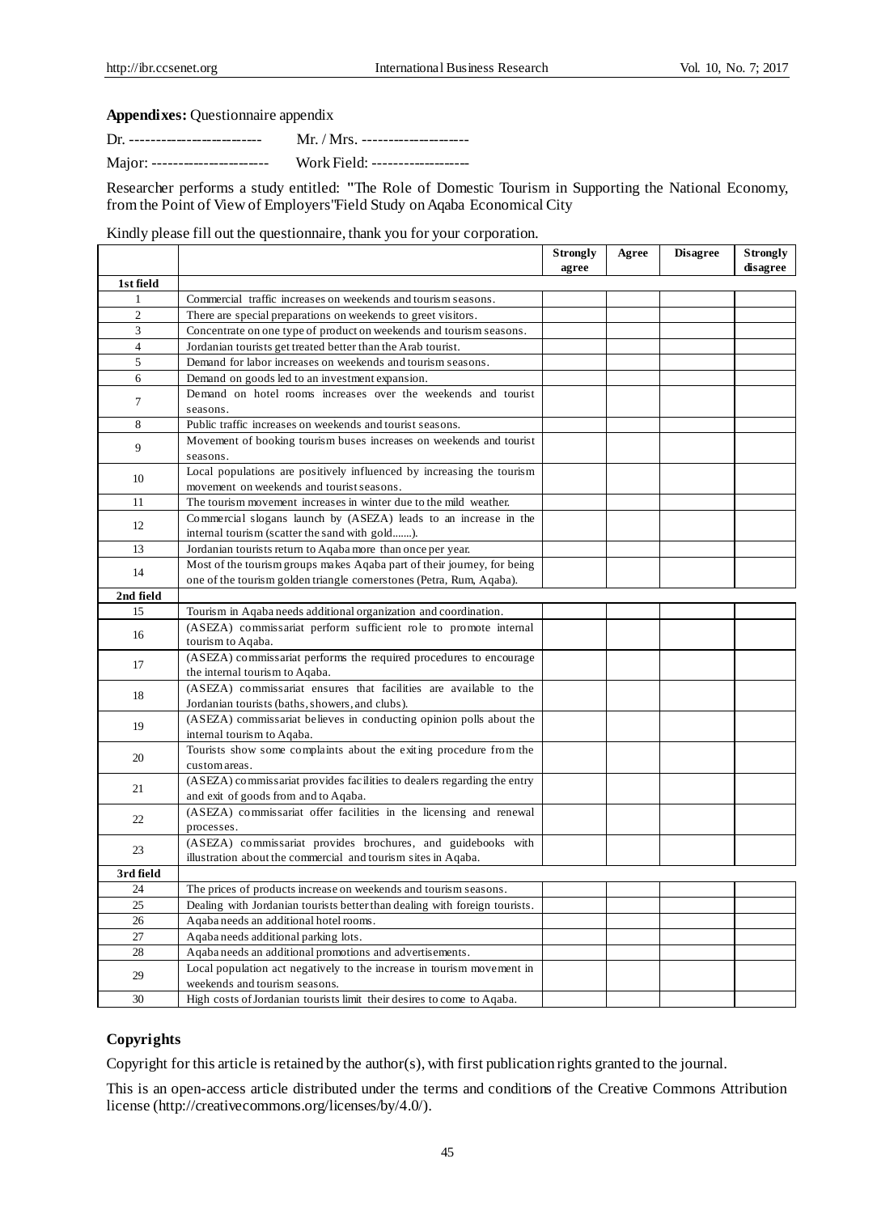**Appendixes:** Questionnaire appendix

Dr. -------------------------- Mr. / Mrs. ---------------------

Major: ----------------------- Work Field: -------------------

Researcher performs a study entitled: "The Role of Domestic Tourism in Supporting the National Economy, from the Point of View of Employers"Field Study on Aqaba Economical City

Kindly please fill out the questionnaire, thank you for your corporation.

| | | Strongly agree | Agree | Disagree | Strongly disagree |
|---|---|---|---|---|---|
| 1st field | | | | | |
| 1 | Commercial traffic increases on weekends and tourism seasons. | | | | |
| 2 | There are special preparations on weekends to greet visitors. | | | | |
| 3 | Concentrate on one type of product on weekends and tourism seasons. | | | | |
| 4 | Jordanian tourists get treated better than the Arab tourist. | | | | |
| 5 | Demand for labor increases on weekends and tourism seasons. | | | | |
| 6 | Demand on goods led to an investment expansion. | | | | |
| 7 | Demand on hotel rooms increases over the weekends and tourist seasons. | | | | |
| 8 | Public traffic increases on weekends and tourist seasons. | | | | |
| 9 | Movement of booking tourism buses increases on weekends and tourist seasons. | | | | |
| 10 | Local populations are positively influenced by increasing the tourism movement on weekends and tourist seasons. | | | | |
| 11 | The tourism movement increases in winter due to the mild weather. | | | | |
| 12 | Commercial slogans launch by (ASEZA) leads to an increase in the internal tourism (scatter the sand with gold.......). | | | | |
| 13 | Jordanian tourists return to Aqaba more than once per year. | | | | |
| 14 | Most of the tourism groups makes Aqaba part of their journey, for being one of the tourism golden triangle cornerstones (Petra, Rum, Aqaba). | | | | |
| 2nd field | | | | | |
| 15 | Tourism in Aqaba needs additional organization and coordination. | | | | |
| 16 | (ASEZA) commissariat perform sufficient role to promote internal tourism to Aqaba. | | | | |
| 17 | (ASEZA) commissariat performs the required procedures to encourage the internal tourism to Aqaba. | | | | |
| 18 | (ASEZA) commissariat ensures that facilities are available to the Jordanian tourists (baths, showers, and clubs). | | | | |
| 19 | (ASEZA) commissariat believes in conducting opinion polls about the internal tourism to Aqaba. | | | | |
| 20 | Tourists show some complaints about the exiting procedure from the custom areas. | | | | |
| 21 | (ASEZA) commissariat provides facilities to dealers regarding the entry and exit of goods from and to Aqaba. | | | | |
| 22 | (ASEZA) commissariat offer facilities in the licensing and renewal processes. | | | | |
| 23 | (ASEZA) commissariat provides brochures, and guidebooks with illustration about the commercial and tourism sites in Aqaba. | | | | |
| 3rd field | | | | | |
| 24 | The prices of products increase on weekends and tourism seasons. | | | | |
| 25 | Dealing with Jordanian tourists better than dealing with foreign tourists. | | | | |
| 26 | Aqaba needs an additional hotel rooms. | | | | |
| 27 | Aqaba needs additional parking lots. | | | | |
| 28 | Aqaba needs an additional promotions and advertisements. | | | | |
| 29 | Local population act negatively to the increase in tourism movement in weekends and tourism seasons. | | | | |
| 30 | High costs of Jordanian tourists limit their desires to come to Aqaba. | | | | |

## Copyrights

Copyright for this article is retained by the author(s), with first publication rights granted to the journal.

This is an open-access article distributed under the terms and conditions of the Creative Commons Attribution license (http://creativecommons.org/licenses/by/4.0/).